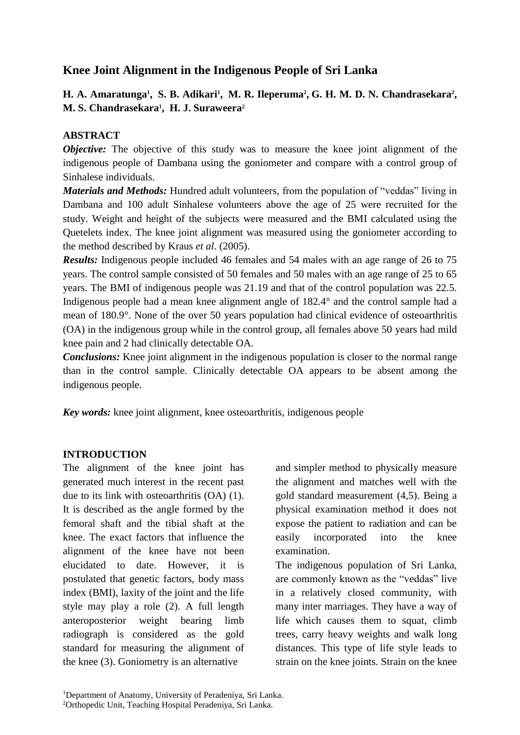# Knee Joint Alignment in the Indigenous People of Sri Lanka

**H. A. Amaratunga[1], S. B. Adikari[1], M. R. Ileperuma[2], G. H. M. D. N. Chandrasekara[2], M. S. Chandrasekara[1], H. J. Suraweera[2]**

## ABSTRACT

***Objective:*** The objective of this study was to measure the knee joint alignment of the indigenous people of Dambana using the goniometer and compare with a control group of Sinhalese individuals.

***Materials and Methods:*** Hundred adult volunteers, from the population of "veddas" living in Dambana and 100 adult Sinhalese volunteers above the age of 25 were recruited for the study. Weight and height of the subjects were measured and the BMI calculated using the Quetelets index. The knee joint alignment was measured using the goniometer according to the method described by Kraus *et al*. (2005).

***Results:*** Indigenous people included 46 females and 54 males with an age range of 26 to 75 years. The control sample consisted of 50 females and 50 males with an age range of 25 to 65 years. The BMI of indigenous people was 21.19 and that of the control population was 22.5. Indigenous people had a mean knee alignment angle of 182.4° and the control sample had a mean of 180.9°. None of the over 50 years population had clinical evidence of osteoarthritis (OA) in the indigenous group while in the control group, all females above 50 years had mild knee pain and 2 had clinically detectable OA.

***Conclusions:*** Knee joint alignment in the indigenous population is closer to the normal range than in the control sample. Clinically detectable OA appears to be absent among the indigenous people.

***Key words:*** knee joint alignment, knee osteoarthritis, indigenous people

## INTRODUCTION

The alignment of the knee joint has generated much interest in the recent past due to its link with osteoarthritis (OA) (1). It is described as the angle formed by the femoral shaft and the tibial shaft at the knee. The exact factors that influence the alignment of the knee have not been elucidated to date. However, it is postulated that genetic factors, body mass index (BMI), laxity of the joint and the life style may play a role (2). A full length anteroposterior weight bearing limb radiograph is considered as the gold standard for measuring the alignment of the knee (3). Goniometry is an alternative and simpler method to physically measure the alignment and matches well with the gold standard measurement (4,5). Being a physical examination method it does not expose the patient to radiation and can be easily incorporated into the knee examination.

The indigenous population of Sri Lanka, are commonly known as the "veddas" live in a relatively closed community, with many inter marriages. They have a way of life which causes them to squat, climb trees, carry heavy weights and walk long distances. This type of life style leads to strain on the knee joints. Strain on the knee

[1]Department of Anatomy, University of Peradeniya, Sri Lanka.
[2]Orthopedic Unit, Teaching Hospital Peradeniya, Sri Lanka.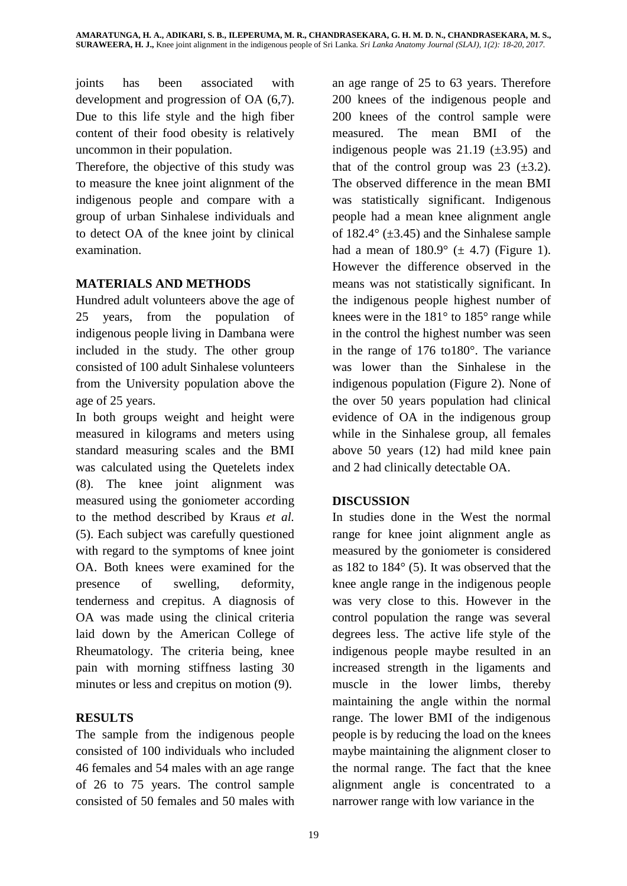joints has been associated with development and progression of OA (6,7). Due to this life style and the high fiber content of their food obesity is relatively uncommon in their population.

Therefore, the objective of this study was to measure the knee joint alignment of the indigenous people and compare with a group of urban Sinhalese individuals and to detect OA of the knee joint by clinical examination.

## MATERIALS AND METHODS

Hundred adult volunteers above the age of 25 years, from the population of indigenous people living in Dambana were included in the study. The other group consisted of 100 adult Sinhalese volunteers from the University population above the age of 25 years.

In both groups weight and height were measured in kilograms and meters using standard measuring scales and the BMI was calculated using the Quetelets index (8). The knee joint alignment was measured using the goniometer according to the method described by Kraus *et al.* (5). Each subject was carefully questioned with regard to the symptoms of knee joint OA. Both knees were examined for the presence of swelling, deformity, tenderness and crepitus. A diagnosis of OA was made using the clinical criteria laid down by the American College of Rheumatology. The criteria being, knee pain with morning stiffness lasting 30 minutes or less and crepitus on motion (9).

## RESULTS

The sample from the indigenous people consisted of 100 individuals who included 46 females and 54 males with an age range of 26 to 75 years. The control sample consisted of 50 females and 50 males with an age range of 25 to 63 years. Therefore 200 knees of the indigenous people and 200 knees of the control sample were measured. The mean BMI of the indigenous people was 21.19 (±3.95) and that of the control group was 23 (±3.2). The observed difference in the mean BMI was statistically significant. Indigenous people had a mean knee alignment angle of 182.4° (±3.45) and the Sinhalese sample had a mean of 180.9° (± 4.7) (Figure 1). However the difference observed in the means was not statistically significant. In the indigenous people highest number of knees were in the 181° to 185° range while in the control the highest number was seen in the range of 176 to180°. The variance was lower than the Sinhalese in the indigenous population (Figure 2). None of the over 50 years population had clinical evidence of OA in the indigenous group while in the Sinhalese group, all females above 50 years (12) had mild knee pain and 2 had clinically detectable OA.

## DISCUSSION

In studies done in the West the normal range for knee joint alignment angle as measured by the goniometer is considered as 182 to 184° (5). It was observed that the knee angle range in the indigenous people was very close to this. However in the control population the range was several degrees less. The active life style of the indigenous people maybe resulted in an increased strength in the ligaments and muscle in the lower limbs, thereby maintaining the angle within the normal range. The lower BMI of the indigenous people is by reducing the load on the knees maybe maintaining the alignment closer to the normal range. The fact that the knee alignment angle is concentrated to a narrower range with low variance in the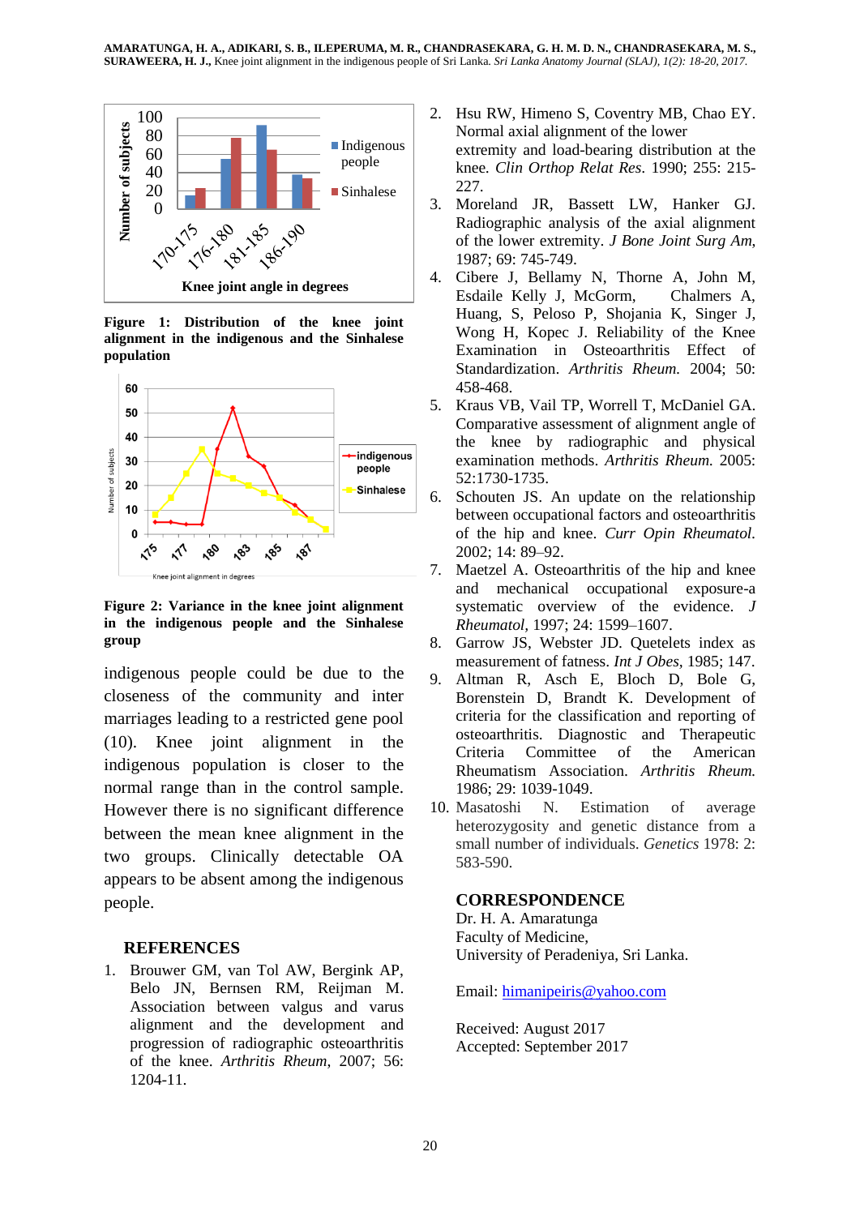Number of subjects

100
80
60
40
20
0

170-175
176-180
181-185
186-190

Knee joint angle in degrees

Indigenous people
Sinhalese

**Figure 1: Distribution of the knee joint alignment in the indigenous and the Sinhalese population**

60
50
40
30
20
10
0

Number of subjects

175
177
180
183
185
187

Knee joint alignment in degrees

indigenous people
Sinhalese

**Figure 2: Variance in the knee joint alignment in the indigenous people and the Sinhalese group**

indigenous people could be due to the closeness of the community and inter marriages leading to a restricted gene pool (10). Knee joint alignment in the indigenous population is closer to the normal range than in the control sample. However there is no significant difference between the mean knee alignment in the two groups. Clinically detectable OA appears to be absent among the indigenous people.

## REFERENCES

1. Brouwer GM, van Tol AW, Bergink AP, Belo JN, Bernsen RM, Reijman M. Association between valgus and varus alignment and the development and progression of radiographic osteoarthritis of the knee. *Arthritis Rheum*, 2007; 56: 1204-11.
2. Hsu RW, Himeno S, Coventry MB, Chao EY. Normal axial alignment of the lower extremity and load-bearing distribution at the knee. *Clin Orthop Relat Res*. 1990; 255: 215-227.
3. Moreland JR, Bassett LW, Hanker GJ. Radiographic analysis of the axial alignment of the lower extremity. *J Bone Joint Surg Am*, 1987; 69: 745-749.
4. Cibere J, Bellamy N, Thorne A, John M, Esdaile Kelly J, McGorm, Chalmers A, Huang, S, Peloso P, Shojania K, Singer J, Wong H, Kopec J. Reliability of the Knee Examination in Osteoarthritis Effect of Standardization. *Arthritis Rheum.* 2004; 50: 458-468.
5. Kraus VB, Vail TP, Worrell T, McDaniel GA. Comparative assessment of alignment angle of the knee by radiographic and physical examination methods. *Arthritis Rheum.* 2005: 52:1730-1735.
6. Schouten JS. An update on the relationship between occupational factors and osteoarthritis of the hip and knee. *Curr Opin Rheumatol.* 2002; 14: 89–92.
7. Maetzel A. Osteoarthritis of the hip and knee and mechanical occupational exposure-a systematic overview of the evidence. *J Rheumatol*, 1997; 24: 1599–1607.
8. Garrow JS, Webster JD. Quetelets index as measurement of fatness. *Int J Obes*, 1985; 147.
9. Altman R, Asch E, Bloch D, Bole G, Borenstein D, Brandt K. Development of criteria for the classification and reporting of osteoarthritis. Diagnostic and Therapeutic Criteria Committee of the American Rheumatism Association. *Arthritis Rheum.* 1986; 29: 1039-1049.
10. Masatoshi N. Estimation of average heterozygosity and genetic distance from a small number of individuals. *Genetics* 1978: 2: 583-590.

## CORRESPONDENCE

Dr. H. A. Amaratunga
Faculty of Medicine,
University of Peradeniya, Sri Lanka.

Email: himanipeiris@yahoo.com

Received: August 2017
Accepted: September 2017